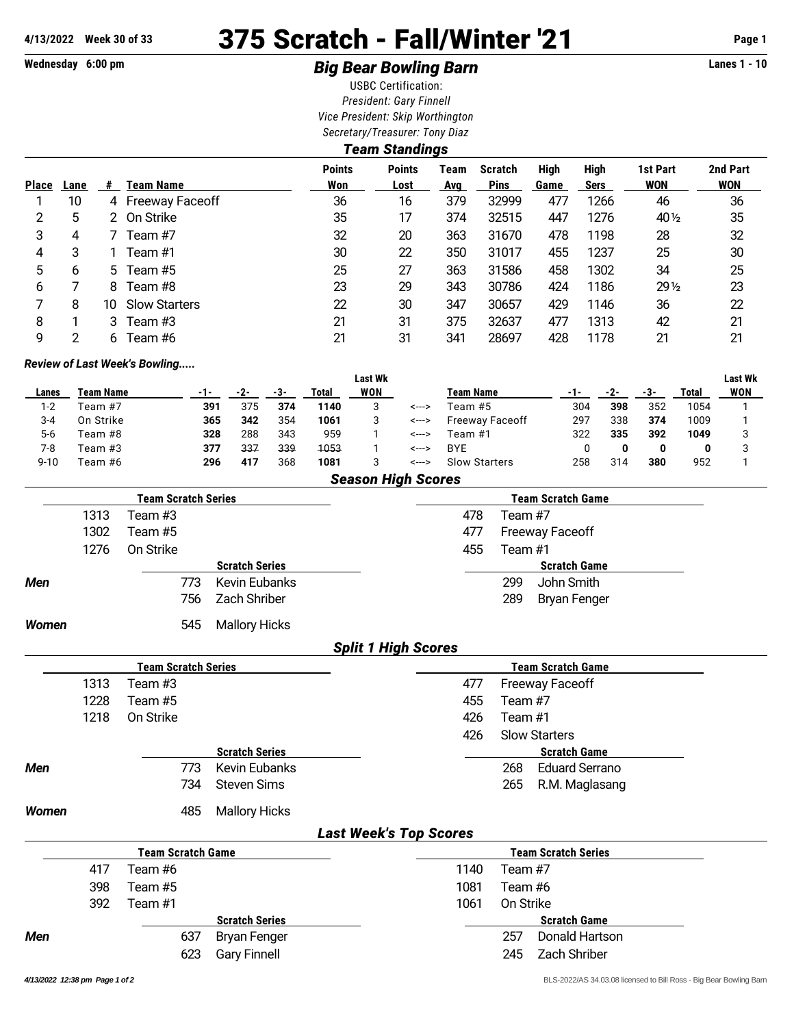**4/13/2022 Week 30 of 33**

# 375 Scratch - Fall/Winter '21

**Wednesday 6:00 pm**

## *Big Bear Bowling Barn*

**Lanes 1 - 10**

USBC Certification:
*President: Gary Finnell*
*Vice President: Skip Worthington*
*Secretary/Treasurer: Tony Diaz*

### *Team Standings*

| Place | Lane | # | Team Name | Points Won | Points Lost | Team Avg | Scratch Pins | High Game | High Sers | 1st Part WON | 2nd Part WON |
|---|---|---|---|---|---|---|---|---|---|---|---|
| 1 | 10 | 4 | Freeway Faceoff | 36 | 16 | 379 | 32999 | 477 | 1266 | 46 | 36 |
| 2 | 5 | 2 | On Strike | 35 | 17 | 374 | 32515 | 447 | 1276 | 40½ | 35 |
| 3 | 4 | 7 | Team #7 | 32 | 20 | 363 | 31670 | 478 | 1198 | 28 | 32 |
| 4 | 3 | 1 | Team #1 | 30 | 22 | 350 | 31017 | 455 | 1237 | 25 | 30 |
| 5 | 6 | 5 | Team #5 | 25 | 27 | 363 | 31586 | 458 | 1302 | 34 | 25 |
| 6 | 7 | 8 | Team #8 | 23 | 29 | 343 | 30786 | 424 | 1186 | 29½ | 23 |
| 7 | 8 | 10 | Slow Starters | 22 | 30 | 347 | 30657 | 429 | 1146 | 36 | 22 |
| 8 | 1 | 3 | Team #3 | 21 | 31 | 375 | 32637 | 477 | 1313 | 42 | 21 |
| 9 | 2 | 6 | Team #6 | 21 | 31 | 341 | 28697 | 428 | 1178 | 21 | 21 |

***Review of Last Week's Bowling.....***

| Lanes | Team Name | -1- | -2- | -3- | Total | Last Wk WON | | Team Name | -1- | -2- | -3- | Total | Last Wk WON |
|---|---|---|---|---|---|---|---|---|---|---|---|---|---|
| 1-2 | Team #7 | **391** | 375 | **374** | **1140** | 3 | <---> | Team #5 | 304 | **398** | 352 | 1054 | 1 |
| 3-4 | On Strike | **365** | **342** | 354 | **1061** | 3 | <---> | Freeway Faceoff | 297 | 338 | **374** | 1009 | 1 |
| 5-6 | Team #8 | **328** | 288 | 343 | 959 | 1 | <---> | Team #1 | 322 | **335** | **392** | **1049** | 3 |
| 7-8 | Team #3 | **377** | ~~337~~ | ~~339~~ | ~~1053~~ | 1 | <---> | BYE | 0 | **0** | **0** | **0** | 3 |
| 9-10 | Team #6 | **296** | **417** | 368 | **1081** | 3 | <---> | Slow Starters | 258 | 314 | **380** | 952 | 1 |

### *Season High Scores*

| Team Scratch Series | | Team Scratch Game | |
|---|---|---|---|
| 1313 | Team #3 | 478 | Team #7 |
| 1302 | Team #5 | 477 | Freeway Faceoff |
| 1276 | On Strike | 455 | Team #1 |

| | Scratch Series | | Scratch Game | |
|---|---|---|---|---|
| ***Men*** | 773 | Kevin Eubanks | 299 | John Smith |
| | 756 | Zach Shriber | 289 | Bryan Fenger |
| ***Women*** | 545 | Mallory Hicks | | |

### *Split 1 High Scores*

| Team Scratch Series | | Team Scratch Game | |
|---|---|---|---|
| 1313 | Team #3 | 477 | Freeway Faceoff |
| 1228 | Team #5 | 455 | Team #7 |
| 1218 | On Strike | 426 | Team #1 |
| | | 426 | Slow Starters |

| | Scratch Series | | Scratch Game | |
|---|---|---|---|---|
| ***Men*** | 773 | Kevin Eubanks | 268 | Eduard Serrano |
| | 734 | Steven Sims | 265 | R.M. Maglasang |
| ***Women*** | 485 | Mallory Hicks | | |

### *Last Week's Top Scores*

| Team Scratch Game | | Team Scratch Series | |
|---|---|---|---|
| 417 | Team #6 | 1140 | Team #7 |
| 398 | Team #5 | 1081 | Team #6 |
| 392 | Team #1 | 1061 | On Strike |

| | Scratch Series | | Scratch Game | |
|---|---|---|---|---|
| ***Men*** | 637 | Bryan Fenger | 257 | Donald Hartson |
| | 623 | Gary Finnell | 245 | Zach Shriber |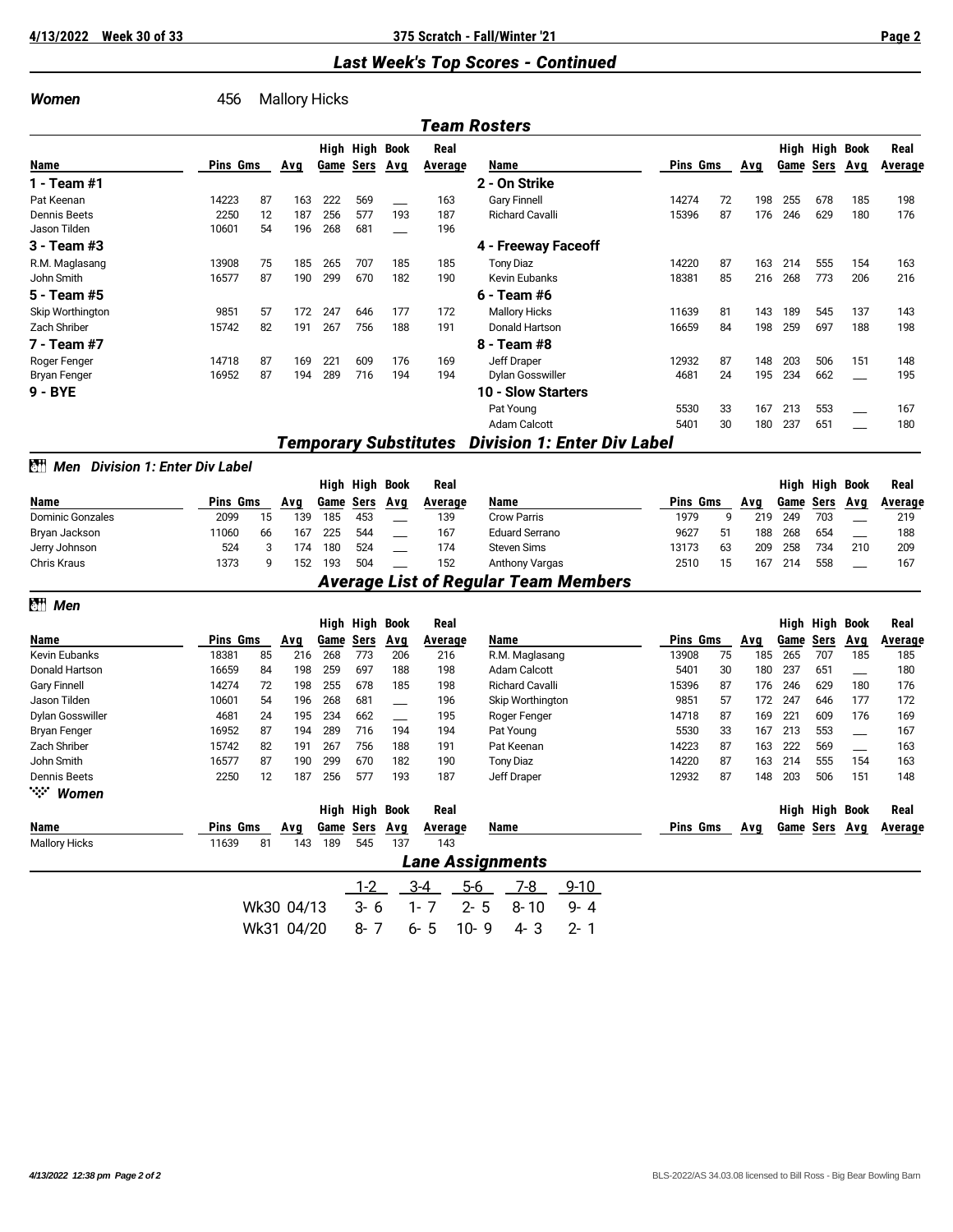## Last Week's Top Scores - Continued

**Women** 456 Mallory Hicks

## Team Rosters

| Name | Pins | Gms | Avg | High Game | High Sers | Book Avg | Real Average | Name | Pins | Gms | Avg | High Game | High Sers | Book Avg | Real Average |
|---|---|---|---|---|---|---|---|---|---|---|---|---|---|---|---|
| **1 - Team #1** | | | | | | | | **2 - On Strike** | | | | | | | |
| Pat Keenan | 14223 | 87 | 163 | 222 | 569 | ___ | 163 | Gary Finnell | 14274 | 72 | 198 | 255 | 678 | 185 | 198 |
| Dennis Beets | 2250 | 12 | 187 | 256 | 577 | 193 | 187 | Richard Cavalli | 15396 | 87 | 176 | 246 | 629 | 180 | 176 |
| Jason Tilden | 10601 | 54 | 196 | 268 | 681 | ___ | 196 | | | | | | | | |
| **3 - Team #3** | | | | | | | | **4 - Freeway Faceoff** | | | | | | | |
| R.M. Maglasang | 13908 | 75 | 185 | 265 | 707 | 185 | 185 | Tony Diaz | 14220 | 87 | 163 | 214 | 555 | 154 | 163 |
| John Smith | 16577 | 87 | 190 | 299 | 670 | 182 | 190 | Kevin Eubanks | 18381 | 85 | 216 | 268 | 773 | 206 | 216 |
| **5 - Team #5** | | | | | | | | **6 - Team #6** | | | | | | | |
| Skip Worthington | 9851 | 57 | 172 | 247 | 646 | 177 | 172 | Mallory Hicks | 11639 | 81 | 143 | 189 | 545 | 137 | 143 |
| Zach Shriber | 15742 | 82 | 191 | 267 | 756 | 188 | 191 | Donald Hartson | 16659 | 84 | 198 | 259 | 697 | 188 | 198 |
| **7 - Team #7** | | | | | | | | **8 - Team #8** | | | | | | | |
| Roger Fenger | 14718 | 87 | 169 | 221 | 609 | 176 | 169 | Jeff Draper | 12932 | 87 | 148 | 203 | 506 | 151 | 148 |
| Bryan Fenger | 16952 | 87 | 194 | 289 | 716 | 194 | 194 | Dylan Gosswiller | 4681 | 24 | 195 | 234 | 662 | ___ | 195 |
| **9 - BYE** | | | | | | | | **10 - Slow Starters** | | | | | | | |
| | | | | | | | | Pat Young | 5530 | 33 | 167 | 213 | 553 | ___ | 167 |
| | | | | | | | | Adam Calcott | 5401 | 30 | 180 | 237 | 651 | ___ | 180 |

## Temporary Substitutes Division 1: Enter Div Label

**Men Division 1: Enter Div Label**

| Name | Pins | Gms | Avg | High Game | High Sers | Book Avg | Real Average | Name | Pins | Gms | Avg | High Game | High Sers | Book Avg | Real Average |
|---|---|---|---|---|---|---|---|---|---|---|---|---|---|---|---|
| Dominic Gonzales | 2099 | 15 | 139 | 185 | 453 | ___ | 139 | Crow Parris | 1979 | 9 | 219 | 249 | 703 | ___ | 219 |
| Bryan Jackson | 11060 | 66 | 167 | 225 | 544 | ___ | 167 | Eduard Serrano | 9627 | 51 | 188 | 268 | 654 | ___ | 188 |
| Jerry Johnson | 524 | 3 | 174 | 180 | 524 | ___ | 174 | Steven Sims | 13173 | 63 | 209 | 258 | 734 | 210 | 209 |
| Chris Kraus | 1373 | 9 | 152 | 193 | 504 | ___ | 152 | Anthony Vargas | 2510 | 15 | 167 | 214 | 558 | ___ | 167 |

## Average List of Regular Team Members

**Men**

| Name | Pins | Gms | Avg | High Game | High Sers | Book Avg | Real Average | Name | Pins | Gms | Avg | High Game | High Sers | Book Avg | Real Average |
|---|---|---|---|---|---|---|---|---|---|---|---|---|---|---|---|
| Kevin Eubanks | 18381 | 85 | 216 | 268 | 773 | 206 | 216 | R.M. Maglasang | 13908 | 75 | 185 | 265 | 707 | 185 | 185 |
| Donald Hartson | 16659 | 84 | 198 | 259 | 697 | 188 | 198 | Adam Calcott | 5401 | 30 | 180 | 237 | 651 | ___ | 180 |
| Gary Finnell | 14274 | 72 | 198 | 255 | 678 | 185 | 198 | Richard Cavalli | 15396 | 87 | 176 | 246 | 629 | 180 | 176 |
| Jason Tilden | 10601 | 54 | 196 | 268 | 681 | ___ | 196 | Skip Worthington | 9851 | 57 | 172 | 247 | 646 | 177 | 172 |
| Dylan Gosswiller | 4681 | 24 | 195 | 234 | 662 | ___ | 195 | Roger Fenger | 14718 | 87 | 169 | 221 | 609 | 176 | 169 |
| Bryan Fenger | 16952 | 87 | 194 | 289 | 716 | 194 | 194 | Pat Young | 5530 | 33 | 167 | 213 | 553 | ___ | 167 |
| Zach Shriber | 15742 | 82 | 191 | 267 | 756 | 188 | 191 | Pat Keenan | 14223 | 87 | 163 | 222 | 569 | ___ | 163 |
| John Smith | 16577 | 87 | 190 | 299 | 670 | 182 | 190 | Tony Diaz | 14220 | 87 | 163 | 214 | 555 | 154 | 163 |
| Dennis Beets | 2250 | 12 | 187 | 256 | 577 | 193 | 187 | Jeff Draper | 12932 | 87 | 148 | 203 | 506 | 151 | 148 |

**Women**

| Name | Pins | Gms | Avg | High Game | High Sers | Book Avg | Real Average | Name | Pins | Gms | Avg | High Game | High Sers | Book Avg | Real Average |
|---|---|---|---|---|---|---|---|---|---|---|---|---|---|---|---|
| Mallory Hicks | 11639 | 81 | 143 | 189 | 545 | 137 | 143 | | | | | | | | |

## Lane Assignments

| | 1-2 | 3-4 | 5-6 | 7-8 | 9-10 |
|---|---|---|---|---|---|
| Wk30 04/13 | 3- 6 | 1- 7 | 2- 5 | 8- 10 | 9- 4 |
| Wk31 04/20 | 8- 7 | 6- 5 | 10- 9 | 4- 3 | 2- 1 |